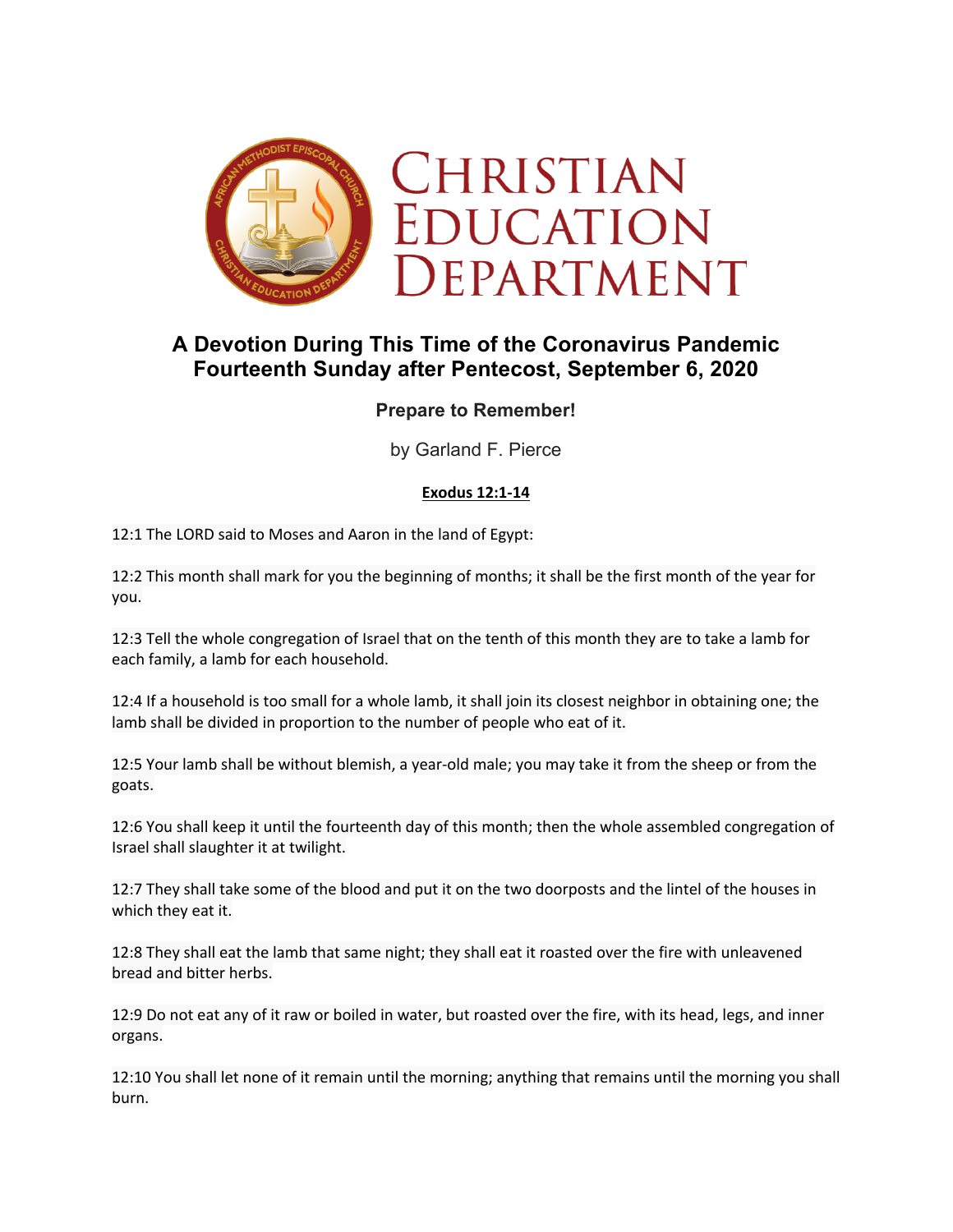# CHRISTIAN EDUCATION DEPARTMENT

## A Devotion During This Time of the Coronavirus Pandemic
## Fourteenth Sunday after Pentecost, September 6, 2020

### Prepare to Remember!

by Garland F. Pierce

**Exodus 12:1-14**

12:1 The LORD said to Moses and Aaron in the land of Egypt:

12:2 This month shall mark for you the beginning of months; it shall be the first month of the year for you.

12:3 Tell the whole congregation of Israel that on the tenth of this month they are to take a lamb for each family, a lamb for each household.

12:4 If a household is too small for a whole lamb, it shall join its closest neighbor in obtaining one; the lamb shall be divided in proportion to the number of people who eat of it.

12:5 Your lamb shall be without blemish, a year-old male; you may take it from the sheep or from the goats.

12:6 You shall keep it until the fourteenth day of this month; then the whole assembled congregation of Israel shall slaughter it at twilight.

12:7 They shall take some of the blood and put it on the two doorposts and the lintel of the houses in which they eat it.

12:8 They shall eat the lamb that same night; they shall eat it roasted over the fire with unleavened bread and bitter herbs.

12:9 Do not eat any of it raw or boiled in water, but roasted over the fire, with its head, legs, and inner organs.

12:10 You shall let none of it remain until the morning; anything that remains until the morning you shall burn.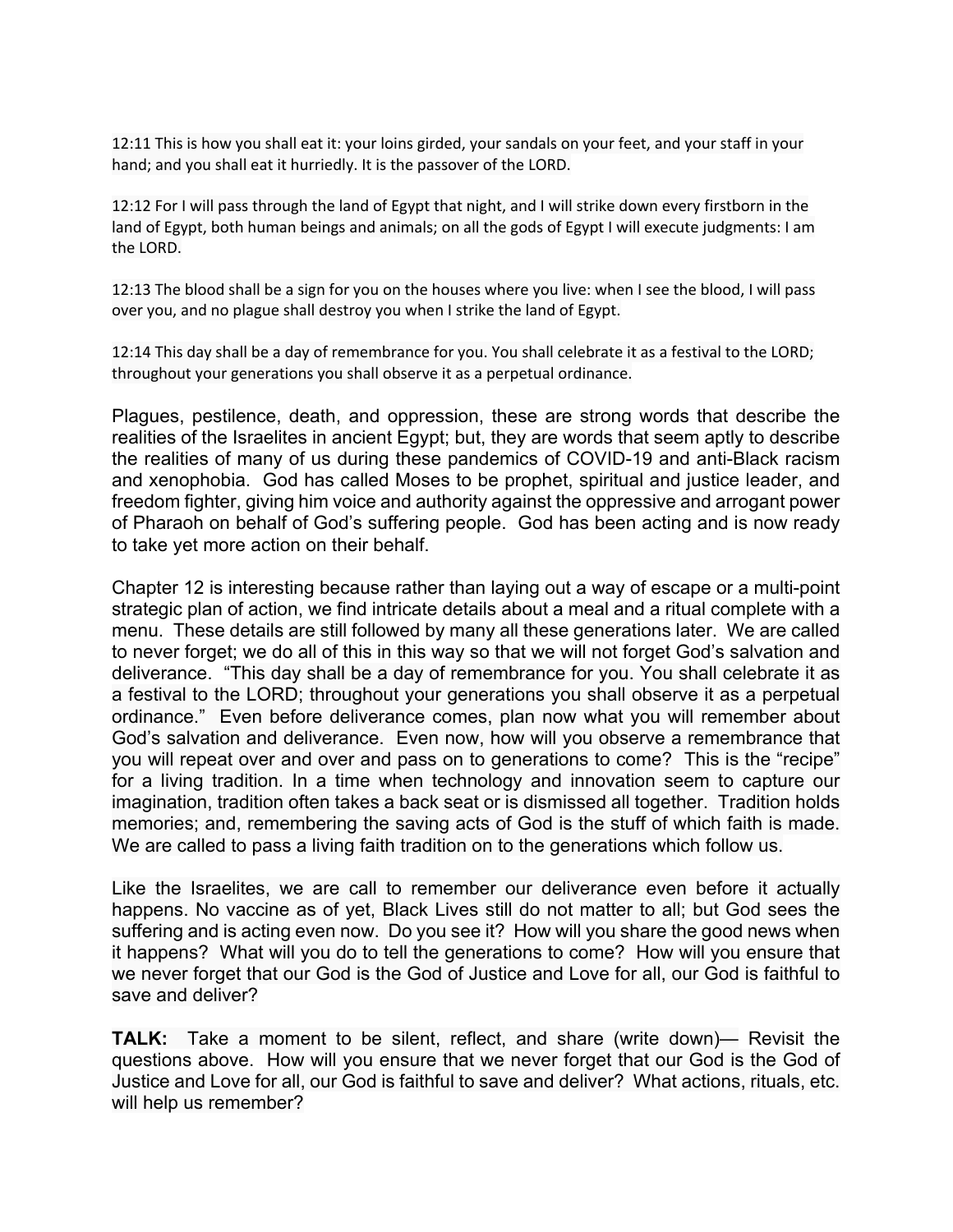12:11 This is how you shall eat it: your loins girded, your sandals on your feet, and your staff in your hand; and you shall eat it hurriedly. It is the passover of the LORD.

12:12 For I will pass through the land of Egypt that night, and I will strike down every firstborn in the land of Egypt, both human beings and animals; on all the gods of Egypt I will execute judgments: I am the LORD.

12:13 The blood shall be a sign for you on the houses where you live: when I see the blood, I will pass over you, and no plague shall destroy you when I strike the land of Egypt.

12:14 This day shall be a day of remembrance for you. You shall celebrate it as a festival to the LORD; throughout your generations you shall observe it as a perpetual ordinance.

Plagues, pestilence, death, and oppression, these are strong words that describe the realities of the Israelites in ancient Egypt; but, they are words that seem aptly to describe the realities of many of us during these pandemics of COVID-19 and anti-Black racism and xenophobia. God has called Moses to be prophet, spiritual and justice leader, and freedom fighter, giving him voice and authority against the oppressive and arrogant power of Pharaoh on behalf of God's suffering people. God has been acting and is now ready to take yet more action on their behalf.

Chapter 12 is interesting because rather than laying out a way of escape or a multi-point strategic plan of action, we find intricate details about a meal and a ritual complete with a menu. These details are still followed by many all these generations later. We are called to never forget; we do all of this in this way so that we will not forget God's salvation and deliverance. "This day shall be a day of remembrance for you. You shall celebrate it as a festival to the LORD; throughout your generations you shall observe it as a perpetual ordinance." Even before deliverance comes, plan now what you will remember about God's salvation and deliverance. Even now, how will you observe a remembrance that you will repeat over and over and pass on to generations to come? This is the "recipe" for a living tradition. In a time when technology and innovation seem to capture our imagination, tradition often takes a back seat or is dismissed all together. Tradition holds memories; and, remembering the saving acts of God is the stuff of which faith is made. We are called to pass a living faith tradition on to the generations which follow us.

Like the Israelites, we are call to remember our deliverance even before it actually happens. No vaccine as of yet, Black Lives still do not matter to all; but God sees the suffering and is acting even now. Do you see it? How will you share the good news when it happens? What will you do to tell the generations to come? How will you ensure that we never forget that our God is the God of Justice and Love for all, our God is faithful to save and deliver?

**TALK:** Take a moment to be silent, reflect, and share (write down)— Revisit the questions above. How will you ensure that we never forget that our God is the God of Justice and Love for all, our God is faithful to save and deliver? What actions, rituals, etc. will help us remember?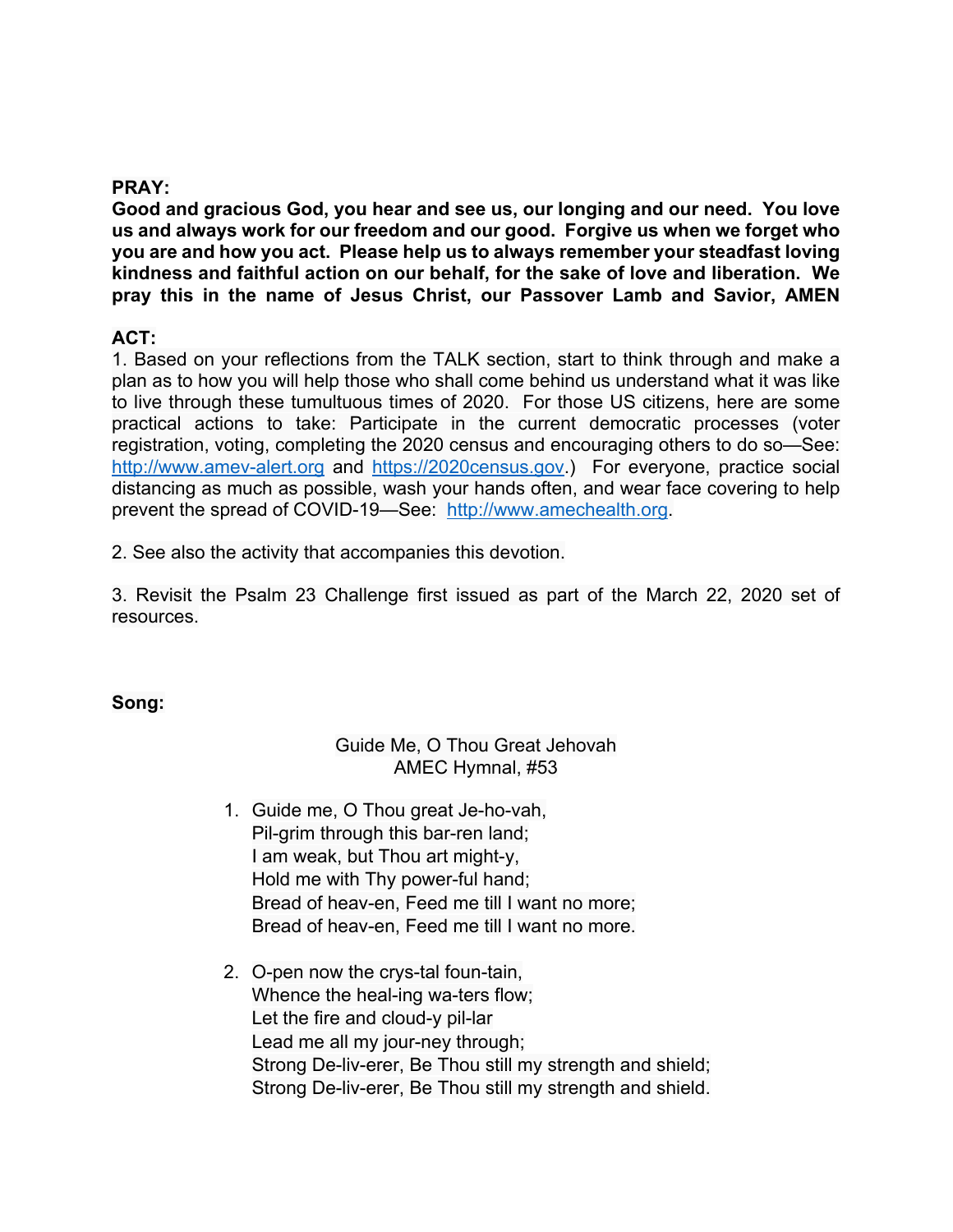**PRAY:**

**Good and gracious God, you hear and see us, our longing and our need. You love us and always work for our freedom and our good. Forgive us when we forget who you are and how you act. Please help us to always remember your steadfast loving kindness and faithful action on our behalf, for the sake of love and liberation. We pray this in the name of Jesus Christ, our Passover Lamb and Savior, AMEN**

**ACT:**

1. Based on your reflections from the TALK section, start to think through and make a plan as to how you will help those who shall come behind us understand what it was like to live through these tumultuous times of 2020. For those US citizens, here are some practical actions to take: Participate in the current democratic processes (voter registration, voting, completing the 2020 census and encouraging others to do so—See: [http://www.amev-alert.org](http://www.amev-alert.org) and [https://2020census.gov](https://2020census.gov).) For everyone, practice social distancing as much as possible, wash your hands often, and wear face covering to help prevent the spread of COVID-19—See: [http://www.amechealth.org](http://www.amechealth.org).

2. See also the activity that accompanies this devotion.

3. Revisit the Psalm 23 Challenge first issued as part of the March 22, 2020 set of resources.

**Song:**

Guide Me, O Thou Great Jehovah
AMEC Hymnal, #53

1. Guide me, O Thou great Je-ho-vah,
   Pil-grim through this bar-ren land;
   I am weak, but Thou art might-y,
   Hold me with Thy power-ful hand;
   Bread of heav-en, Feed me till I want no more;
   Bread of heav-en, Feed me till I want no more.

2. O-pen now the crys-tal foun-tain,
   Whence the heal-ing wa-ters flow;
   Let the fire and cloud-y pil-lar
   Lead me all my jour-ney through;
   Strong De-liv-erer, Be Thou still my strength and shield;
   Strong De-liv-erer, Be Thou still my strength and shield.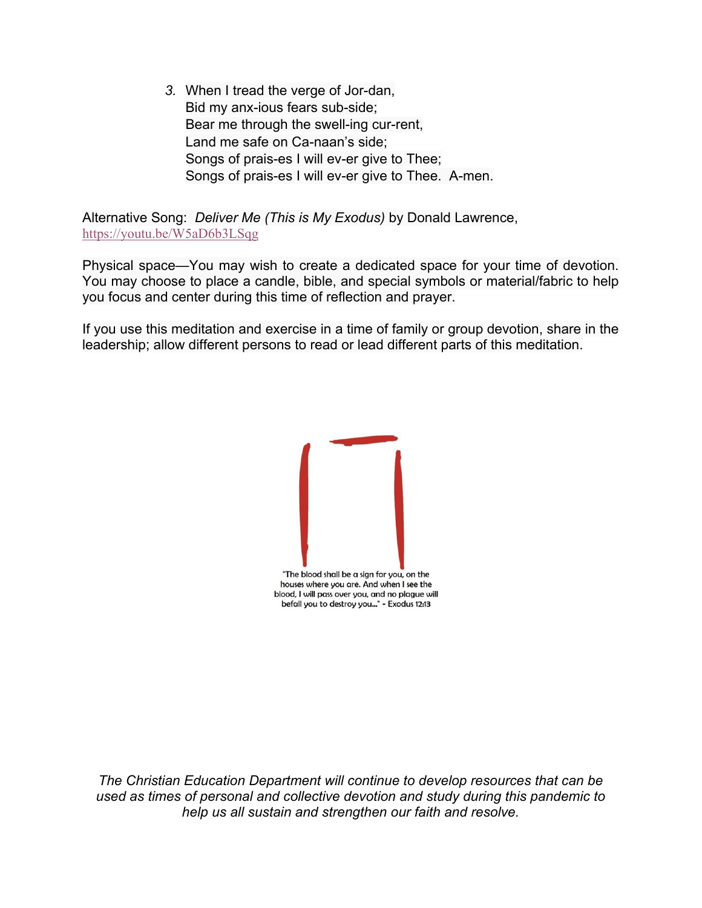3. When I tread the verge of Jor-dan,  
   Bid my anx-ious fears sub-side;  
   Bear me through the swell-ing cur-rent,  
   Land me safe on Ca-naan's side;  
   Songs of prais-es I will ev-er give to Thee;  
   Songs of prais-es I will ev-er give to Thee. A-men.

Alternative Song: *Deliver Me (This is My Exodus)* by Donald Lawrence, https://youtu.be/W5aD6b3LSqg

Physical space—You may wish to create a dedicated space for your time of devotion. You may choose to place a candle, bible, and special symbols or material/fabric to help you focus and center during this time of reflection and prayer.

If you use this meditation and exercise in a time of family or group devotion, share in the leadership; allow different persons to read or lead different parts of this meditation.

"The blood shall be a sign for you, on the houses where you are. And when I see the blood, I will pass over you, and no plague will befall you to destroy you..." - Exodus 12:13

*The Christian Education Department will continue to develop resources that can be used as times of personal and collective devotion and study during this pandemic to help us all sustain and strengthen our faith and resolve.*